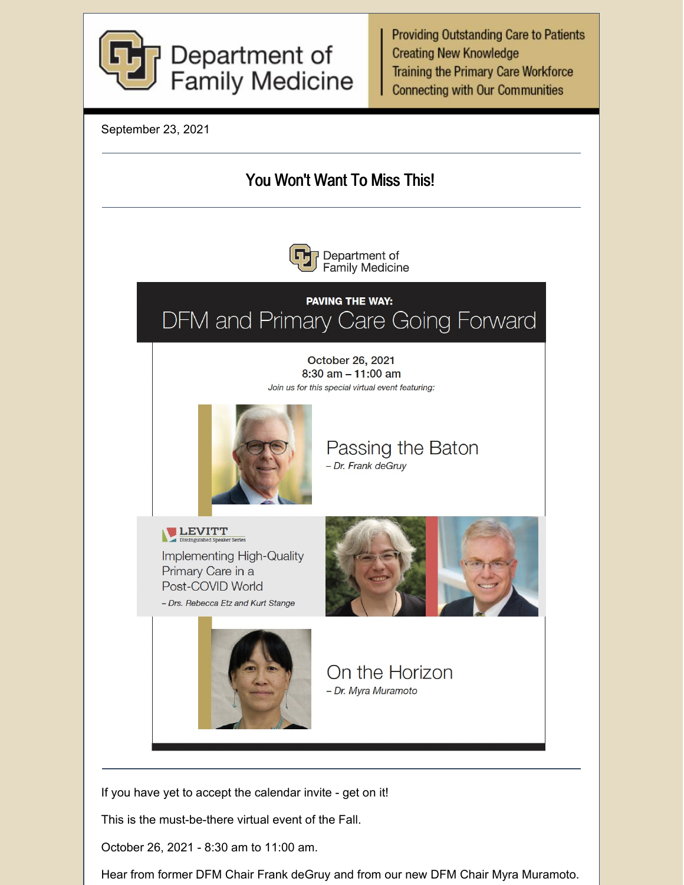# Department of Family Medicine

Providing Outstanding Care to Patients
Creating New Knowledge
Training the Primary Care Workforce
Connecting with Our Communities

September 23, 2021

---

## You Won't Want To Miss This!

---

Department of Family Medicine

**PAVING THE WAY:**

# DFM and Primary Care Going Forward

**October 26, 2021**
**8:30 am – 11:00 am**

*Join us for this special virtual event featuring:*

### Passing the Baton

*– Dr. Frank deGruy*

LEVITT Distinguished Speaker Series

### Implementing High-Quality Primary Care in a Post-COVID World

*– Drs. Rebecca Etz and Kurt Stange*

### On the Horizon

*– Dr. Myra Muramoto*

---

If you have yet to accept the calendar invite - get on it!

This is the must-be-there virtual event of the Fall.

October 26, 2021 - 8:30 am to 11:00 am.

Hear from former DFM Chair Frank deGruy and from our new DFM Chair Myra Muramoto.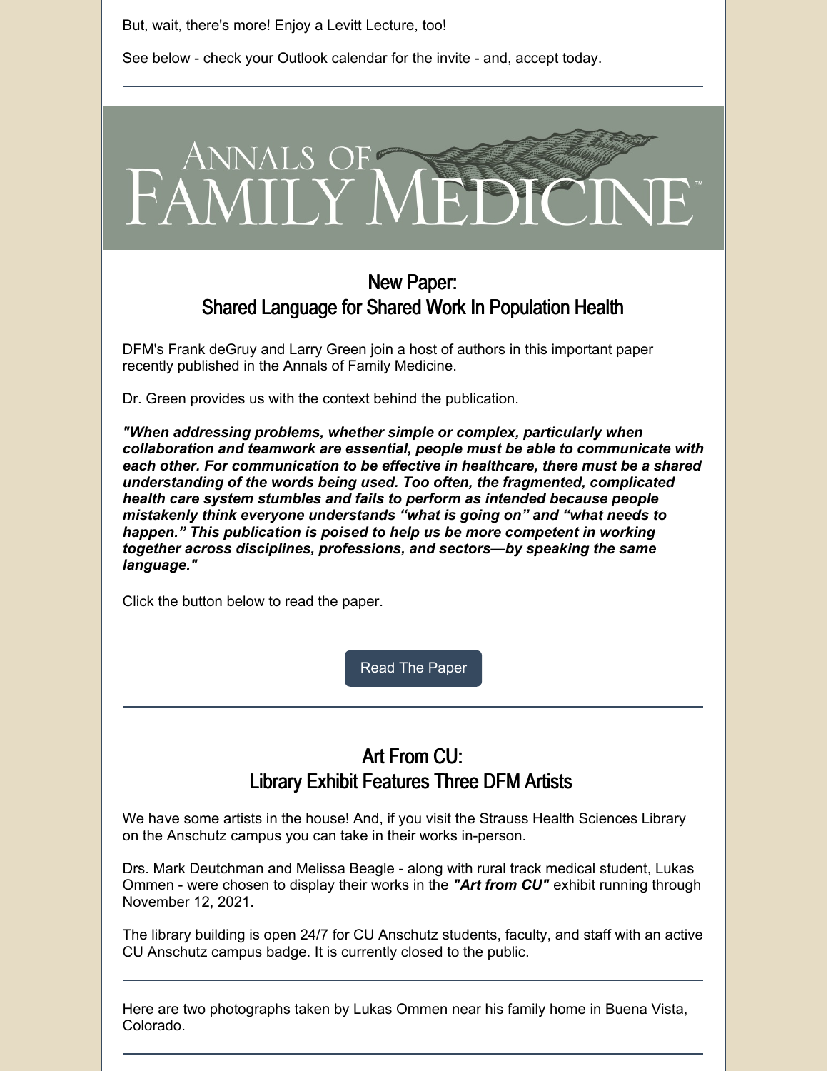But, wait, there's more! Enjoy a Levitt Lecture, too!

See below - check your Outlook calendar for the invite - and, accept today.

---

ANNALS OF FAMILY MEDICINE

## New Paper: Shared Language for Shared Work In Population Health

DFM's Frank deGruy and Larry Green join a host of authors in this important paper recently published in the Annals of Family Medicine.

Dr. Green provides us with the context behind the publication.

***"When addressing problems, whether simple or complex, particularly when collaboration and teamwork are essential, people must be able to communicate with each other. For communication to be effective in healthcare, there must be a shared understanding of the words being used. Too often, the fragmented, complicated health care system stumbles and fails to perform as intended because people mistakenly think everyone understands "what is going on" and "what needs to happen." This publication is poised to help us be more competent in working together across disciplines, professions, and sectors—by speaking the same language."***

Click the button below to read the paper.

---

Read The Paper

---

## Art From CU: Library Exhibit Features Three DFM Artists

We have some artists in the house! And, if you visit the Strauss Health Sciences Library on the Anschutz campus you can take in their works in-person.

Drs. Mark Deutchman and Melissa Beagle - along with rural track medical student, Lukas Ommen - were chosen to display their works in the ***"Art from CU"*** exhibit running through November 12, 2021.

The library building is open 24/7 for CU Anschutz students, faculty, and staff with an active CU Anschutz campus badge. It is currently closed to the public.

---

Here are two photographs taken by Lukas Ommen near his family home in Buena Vista, Colorado.

---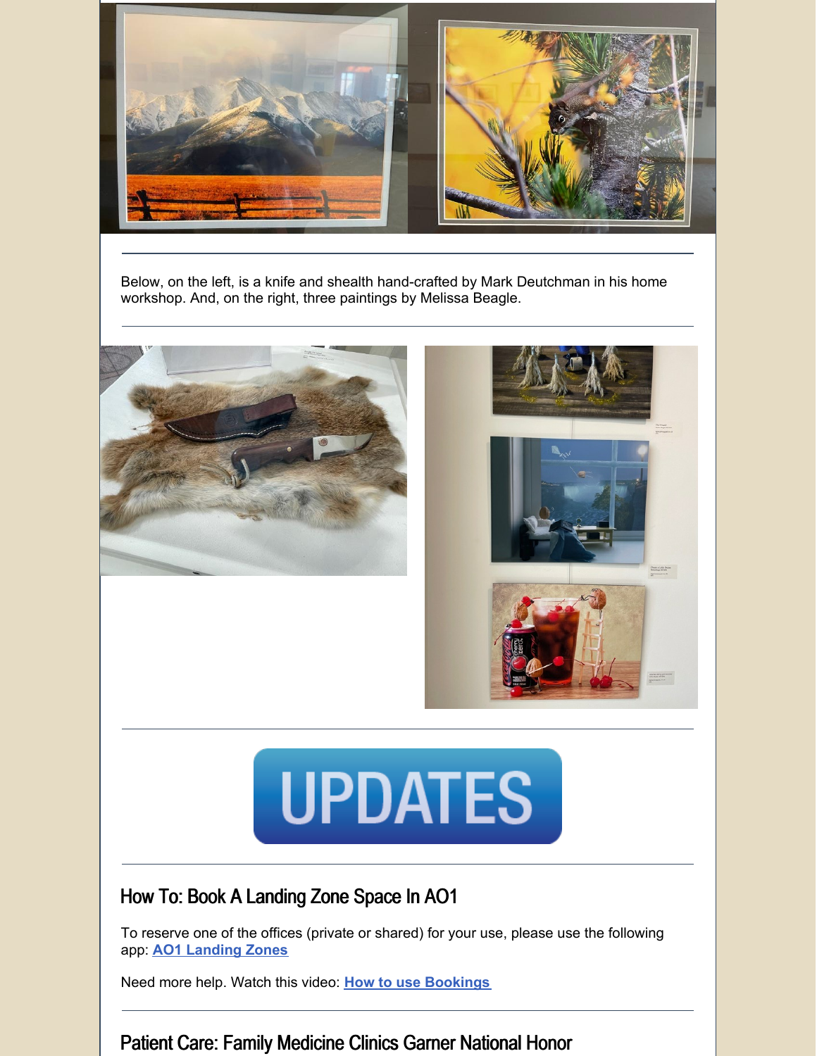---

Below, on the left, is a knife and shealth hand-crafted by Mark Deutchman in his home workshop. And, on the right, three paintings by Melissa Beagle.

---

---

UPDATES

---

## How To: Book A Landing Zone Space In AO1

To reserve one of the offices (private or shared) for your use, please use the following app: **AO1 Landing Zones**

Need more help. Watch this video: **How to use Bookings**

---

## Patient Care: Family Medicine Clinics Garner National Honor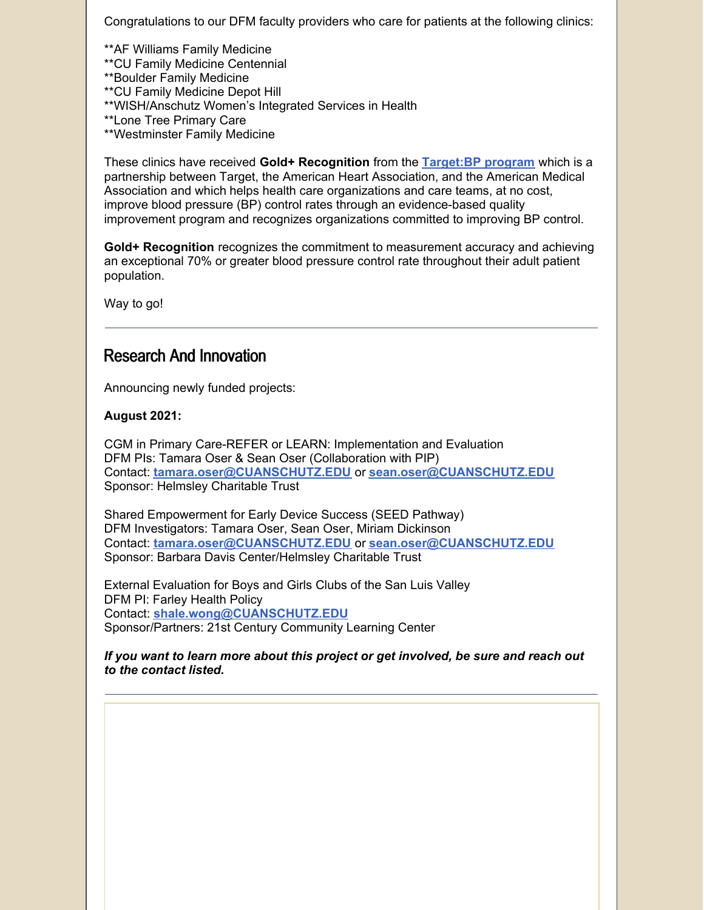Congratulations to our DFM faculty providers who care for patients at the following clinics:

**AF Williams Family Medicine
**CU Family Medicine Centennial
**Boulder Family Medicine
**CU Family Medicine Depot Hill
**WISH/Anschutz Women's Integrated Services in Health
**Lone Tree Primary Care
**Westminster Family Medicine

These clinics have received **Gold+ Recognition** from the **Target:BP program** which is a partnership between Target, the American Heart Association, and the American Medical Association and which helps health care organizations and care teams, at no cost, improve blood pressure (BP) control rates through an evidence-based quality improvement program and recognizes organizations committed to improving BP control.

**Gold+ Recognition** recognizes the commitment to measurement accuracy and achieving an exceptional 70% or greater blood pressure control rate throughout their adult patient population.

Way to go!

---

## Research And Innovation

Announcing newly funded projects:

**August 2021:**

CGM in Primary Care-REFER or LEARN: Implementation and Evaluation
DFM PIs: Tamara Oser & Sean Oser (Collaboration with PIP)
Contact: **tamara.oser@CUANSCHUTZ.EDU** or **sean.oser@CUANSCHUTZ.EDU**
Sponsor: Helmsley Charitable Trust

Shared Empowerment for Early Device Success (SEED Pathway)
DFM Investigators: Tamara Oser, Sean Oser, Miriam Dickinson
Contact: **tamara.oser@CUANSCHUTZ.EDU** or **sean.oser@CUANSCHUTZ.EDU**
Sponsor: Barbara Davis Center/Helmsley Charitable Trust

External Evaluation for Boys and Girls Clubs of the San Luis Valley
DFM PI: Farley Health Policy
Contact: **shale.wong@CUANSCHUTZ.EDU**
Sponsor/Partners: 21st Century Community Learning Center

***If you want to learn more about this project or get involved, be sure and reach out to the contact listed.***

---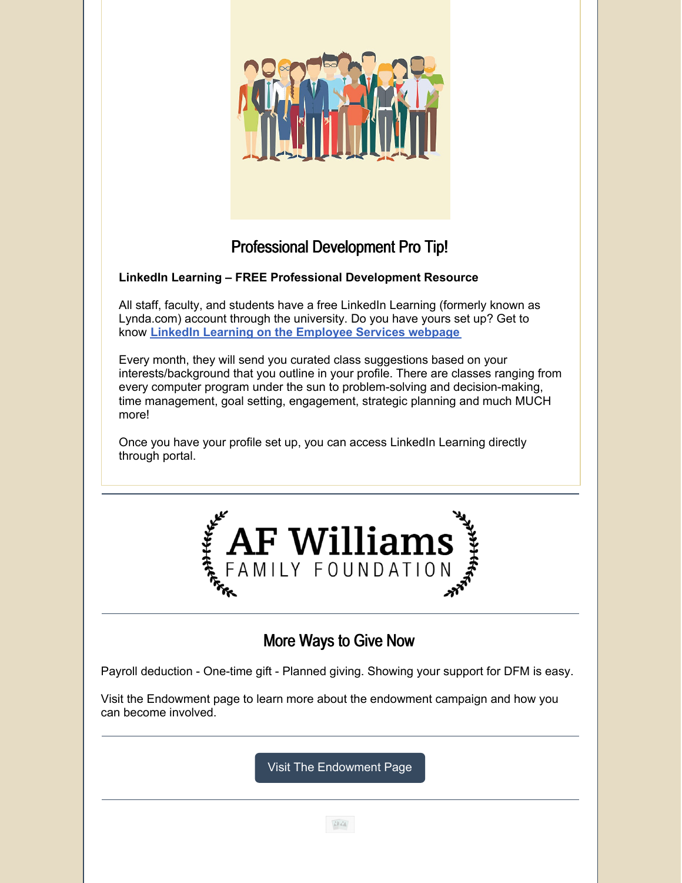## Professional Development Pro Tip!

**LinkedIn Learning – FREE Professional Development Resource**

All staff, faculty, and students have a free LinkedIn Learning (formerly known as Lynda.com) account through the university. Do you have yours set up? Get to know **LinkedIn Learning on the Employee Services webpage**

Every month, they will send you curated class suggestions based on your interests/background that you outline in your profile. There are classes ranging from every computer program under the sun to problem-solving and decision-making, time management, goal setting, engagement, strategic planning and much MUCH more!

Once you have your profile set up, you can access LinkedIn Learning directly through portal.

---

**AF Williams**
FAMILY FOUNDATION

---

## More Ways to Give Now

Payroll deduction - One-time gift - Planned giving. Showing your support for DFM is easy.

Visit the Endowment page to learn more about the endowment campaign and how you can become involved.

---

Visit The Endowment Page

---